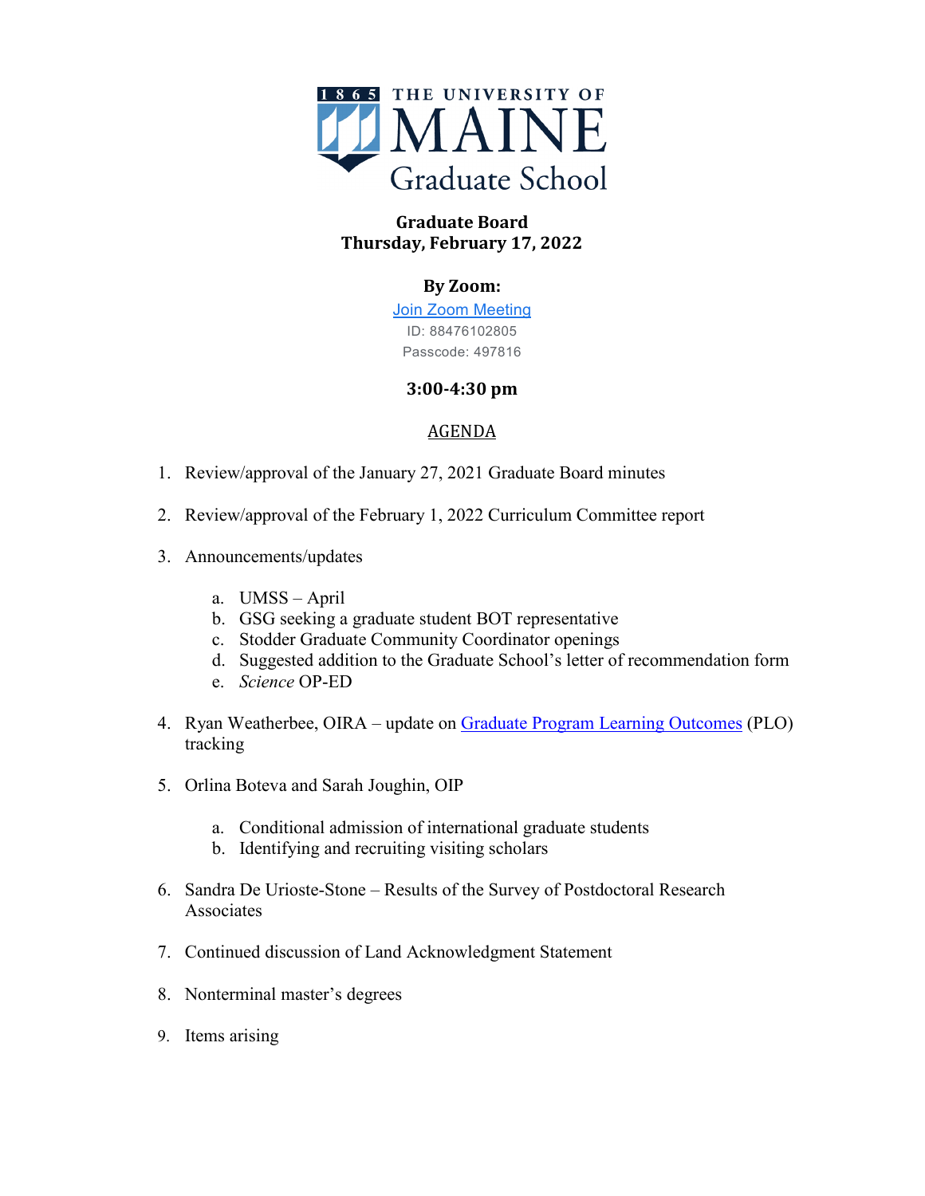1865 THE UNIVERSITY OF MAINE Graduate School

**Graduate Board**
**Thursday, February 17, 2022**

**By Zoom:**

Join Zoom Meeting
ID: 88476102805
Passcode: 497816

**3:00-4:30 pm**

AGENDA

1. Review/approval of the January 27, 2021 Graduate Board minutes

2. Review/approval of the February 1, 2022 Curriculum Committee report

3. Announcements/updates

    a. UMSS – April
    b. GSG seeking a graduate student BOT representative
    c. Stodder Graduate Community Coordinator openings
    d. Suggested addition to the Graduate School's letter of recommendation form
    e. *Science* OP-ED

4. Ryan Weatherbee, OIRA – update on Graduate Program Learning Outcomes (PLO) tracking

5. Orlina Boteva and Sarah Joughin, OIP

    a. Conditional admission of international graduate students
    b. Identifying and recruiting visiting scholars

6. Sandra De Urioste-Stone – Results of the Survey of Postdoctoral Research Associates

7. Continued discussion of Land Acknowledgment Statement

8. Nonterminal master's degrees

9. Items arising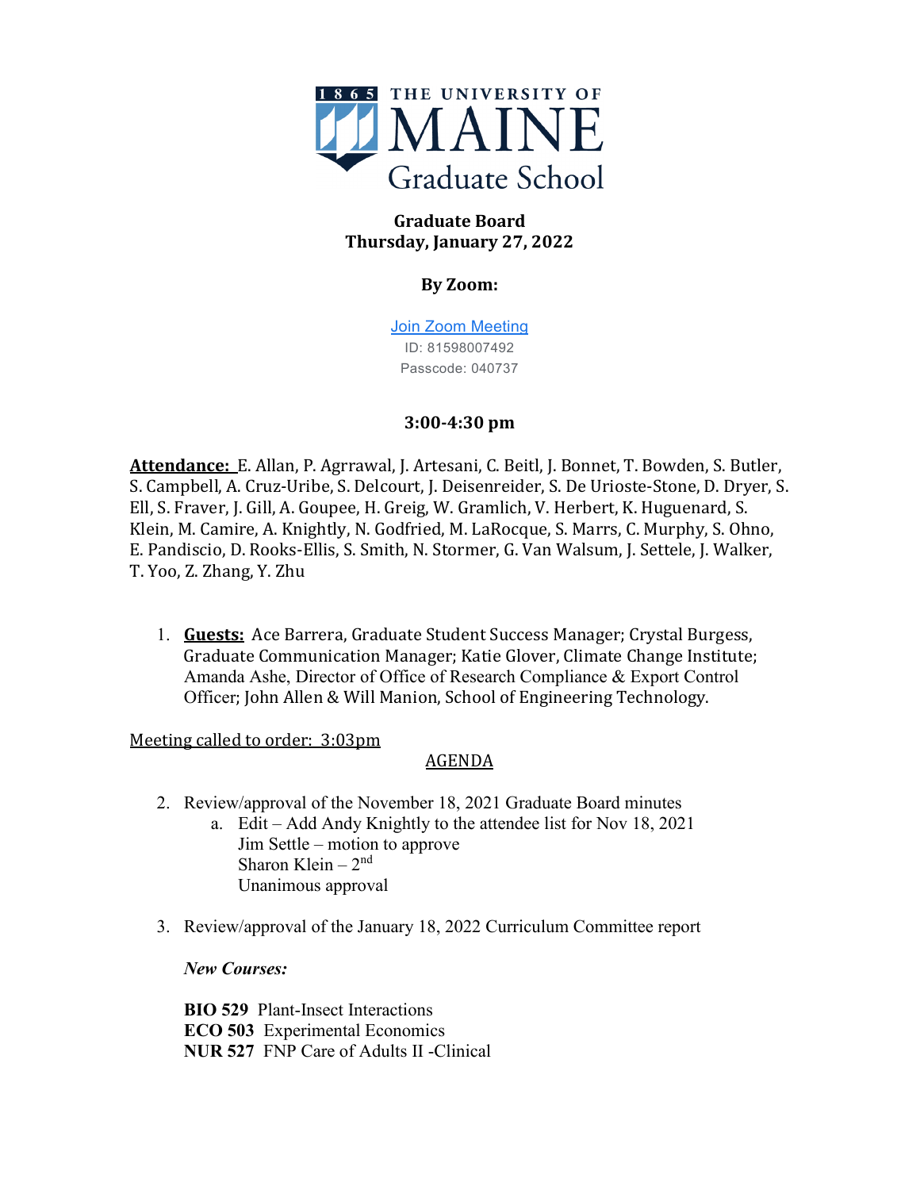THE UNIVERSITY OF MAINE Graduate School

**Graduate Board**
**Thursday, January 27, 2022**

**By Zoom:**

[Join Zoom Meeting](#)
ID: 81598007492
Passcode: 040737

**3:00-4:30 pm**

**Attendance:** E. Allan, P. Agrrawal, J. Artesani, C. Beitl, J. Bonnet, T. Bowden, S. Butler, S. Campbell, A. Cruz-Uribe, S. Delcourt, J. Deisenreider, S. De Urioste-Stone, D. Dryer, S. Ell, S. Fraver, J. Gill, A. Goupee, H. Greig, W. Gramlich, V. Herbert, K. Huguenard, S. Klein, M. Camire, A. Knightly, N. Godfried, M. LaRocque, S. Marrs, C. Murphy, S. Ohno, E. Pandiscio, D. Rooks-Ellis, S. Smith, N. Stormer, G. Van Walsum, J. Settele, J. Walker, T. Yoo, Z. Zhang, Y. Zhu

1. **Guests:** Ace Barrera, Graduate Student Success Manager; Crystal Burgess, Graduate Communication Manager; Katie Glover, Climate Change Institute; Amanda Ashe, Director of Office of Research Compliance & Export Control Officer; John Allen & Will Manion, School of Engineering Technology.

Meeting called to order: 3:03pm

AGENDA

2. Review/approval of the November 18, 2021 Graduate Board minutes
   a. Edit – Add Andy Knightly to the attendee list for Nov 18, 2021
      Jim Settle – motion to approve
      Sharon Klein – 2nd
      Unanimous approval

3. Review/approval of the January 18, 2022 Curriculum Committee report

   ***New Courses:***

   **BIO 529** Plant-Insect Interactions
   **ECO 503** Experimental Economics
   **NUR 527** FNP Care of Adults II -Clinical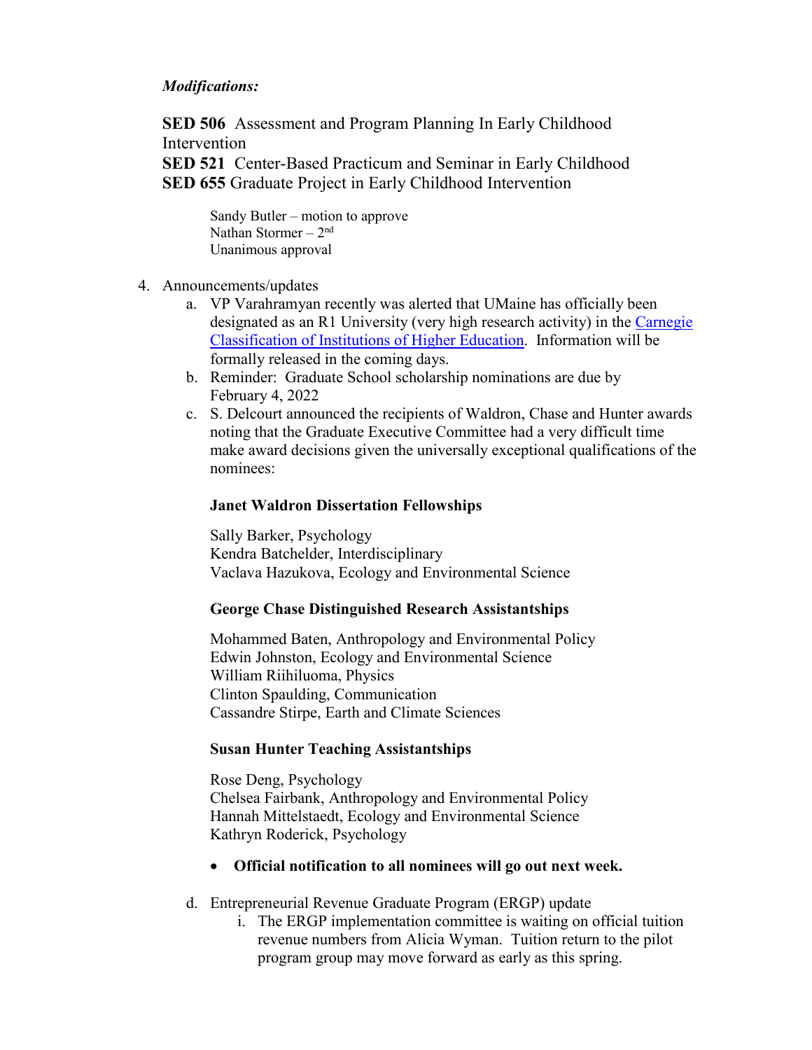*Modifications:*

**SED 506** Assessment and Program Planning In Early Childhood Intervention
**SED 521** Center-Based Practicum and Seminar in Early Childhood
**SED 655** Graduate Project in Early Childhood Intervention

Sandy Butler – motion to approve
Nathan Stormer – 2nd
Unanimous approval

4. Announcements/updates
   a. VP Varahramyan recently was alerted that UMaine has officially been designated as an R1 University (very high research activity) in the Carnegie Classification of Institutions of Higher Education. Information will be formally released in the coming days.
   b. Reminder: Graduate School scholarship nominations are due by February 4, 2022
   c. S. Delcourt announced the recipients of Waldron, Chase and Hunter awards noting that the Graduate Executive Committee had a very difficult time make award decisions given the universally exceptional qualifications of the nominees:

      **Janet Waldron Dissertation Fellowships**

      Sally Barker, Psychology
      Kendra Batchelder, Interdisciplinary
      Vaclava Hazukova, Ecology and Environmental Science

      **George Chase Distinguished Research Assistantships**

      Mohammed Baten, Anthropology and Environmental Policy
      Edwin Johnston, Ecology and Environmental Science
      William Riihiluoma, Physics
      Clinton Spaulding, Communication
      Cassandre Stirpe, Earth and Climate Sciences

      **Susan Hunter Teaching Assistantships**

      Rose Deng, Psychology
      Chelsea Fairbank, Anthropology and Environmental Policy
      Hannah Mittelstaedt, Ecology and Environmental Science
      Kathryn Roderick, Psychology

      - **Official notification to all nominees will go out next week.**

   d. Entrepreneurial Revenue Graduate Program (ERGP) update
      i. The ERGP implementation committee is waiting on official tuition revenue numbers from Alicia Wyman. Tuition return to the pilot program group may move forward as early as this spring.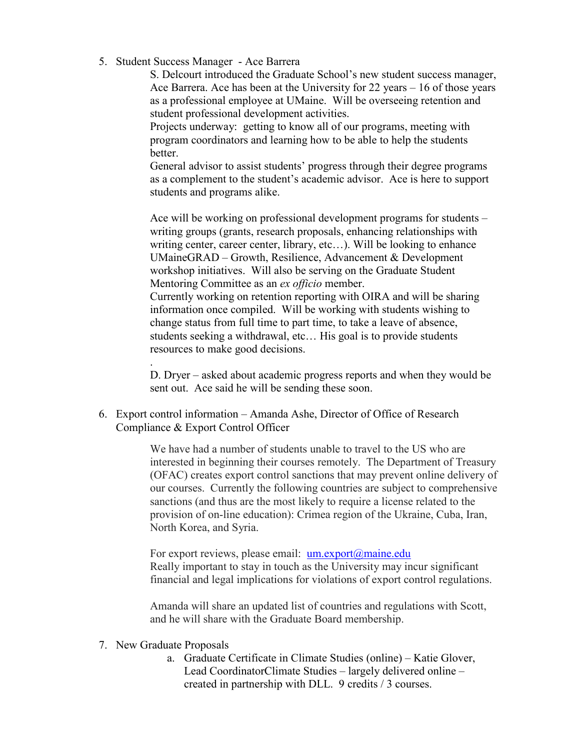5. Student Success Manager - Ace Barrera

   S. Delcourt introduced the Graduate School's new student success manager, Ace Barrera. Ace has been at the University for 22 years – 16 of those years as a professional employee at UMaine. Will be overseeing retention and student professional development activities.

   Projects underway: getting to know all of our programs, meeting with program coordinators and learning how to be able to help the students better.

   General advisor to assist students' progress through their degree programs as a complement to the student's academic advisor. Ace is here to support students and programs alike.

   Ace will be working on professional development programs for students – writing groups (grants, research proposals, enhancing relationships with writing center, career center, library, etc…). Will be looking to enhance UMaineGRAD – Growth, Resilience, Advancement & Development workshop initiatives. Will also be serving on the Graduate Student Mentoring Committee as an *ex officio* member.

   Currently working on retention reporting with OIRA and will be sharing information once compiled. Will be working with students wishing to change status from full time to part time, to take a leave of absence, students seeking a withdrawal, etc… His goal is to provide students resources to make good decisions.

   .

   D. Dryer – asked about academic progress reports and when they would be sent out. Ace said he will be sending these soon.

6. Export control information – Amanda Ashe, Director of Office of Research Compliance & Export Control Officer

   We have had a number of students unable to travel to the US who are interested in beginning their courses remotely. The Department of Treasury (OFAC) creates export control sanctions that may prevent online delivery of our courses. Currently the following countries are subject to comprehensive sanctions (and thus are the most likely to require a license related to the provision of on-line education): Crimea region of the Ukraine, Cuba, Iran, North Korea, and Syria.

   For export reviews, please email: [um.export@maine.edu](mailto:um.export@maine.edu)

   Really important to stay in touch as the University may incur significant financial and legal implications for violations of export control regulations.

   Amanda will share an updated list of countries and regulations with Scott, and he will share with the Graduate Board membership.

7. New Graduate Proposals

   a. Graduate Certificate in Climate Studies (online) – Katie Glover, Lead CoordinatorClimate Studies – largely delivered online – created in partnership with DLL. 9 credits / 3 courses.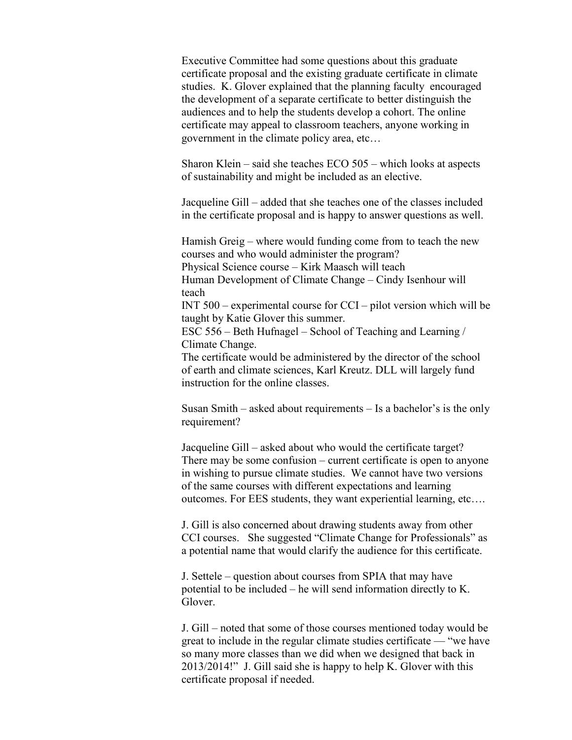Executive Committee had some questions about this graduate certificate proposal and the existing graduate certificate in climate studies. K. Glover explained that the planning faculty encouraged the development of a separate certificate to better distinguish the audiences and to help the students develop a cohort. The online certificate may appeal to classroom teachers, anyone working in government in the climate policy area, etc…

Sharon Klein – said she teaches ECO 505 – which looks at aspects of sustainability and might be included as an elective.

Jacqueline Gill – added that she teaches one of the classes included in the certificate proposal and is happy to answer questions as well.

Hamish Greig – where would funding come from to teach the new courses and who would administer the program?
Physical Science course – Kirk Maasch will teach
Human Development of Climate Change – Cindy Isenhour will teach
INT 500 – experimental course for CCI – pilot version which will be taught by Katie Glover this summer.
ESC 556 – Beth Hufnagel – School of Teaching and Learning / Climate Change.
The certificate would be administered by the director of the school of earth and climate sciences, Karl Kreutz. DLL will largely fund instruction for the online classes.

Susan Smith – asked about requirements – Is a bachelor's is the only requirement?

Jacqueline Gill – asked about who would the certificate target? There may be some confusion – current certificate is open to anyone in wishing to pursue climate studies. We cannot have two versions of the same courses with different expectations and learning outcomes. For EES students, they want experiential learning, etc….

J. Gill is also concerned about drawing students away from other CCI courses. She suggested "Climate Change for Professionals" as a potential name that would clarify the audience for this certificate.

J. Settele – question about courses from SPIA that may have potential to be included – he will send information directly to K. Glover.

J. Gill – noted that some of those courses mentioned today would be great to include in the regular climate studies certificate — "we have so many more classes than we did when we designed that back in 2013/2014!" J. Gill said she is happy to help K. Glover with this certificate proposal if needed.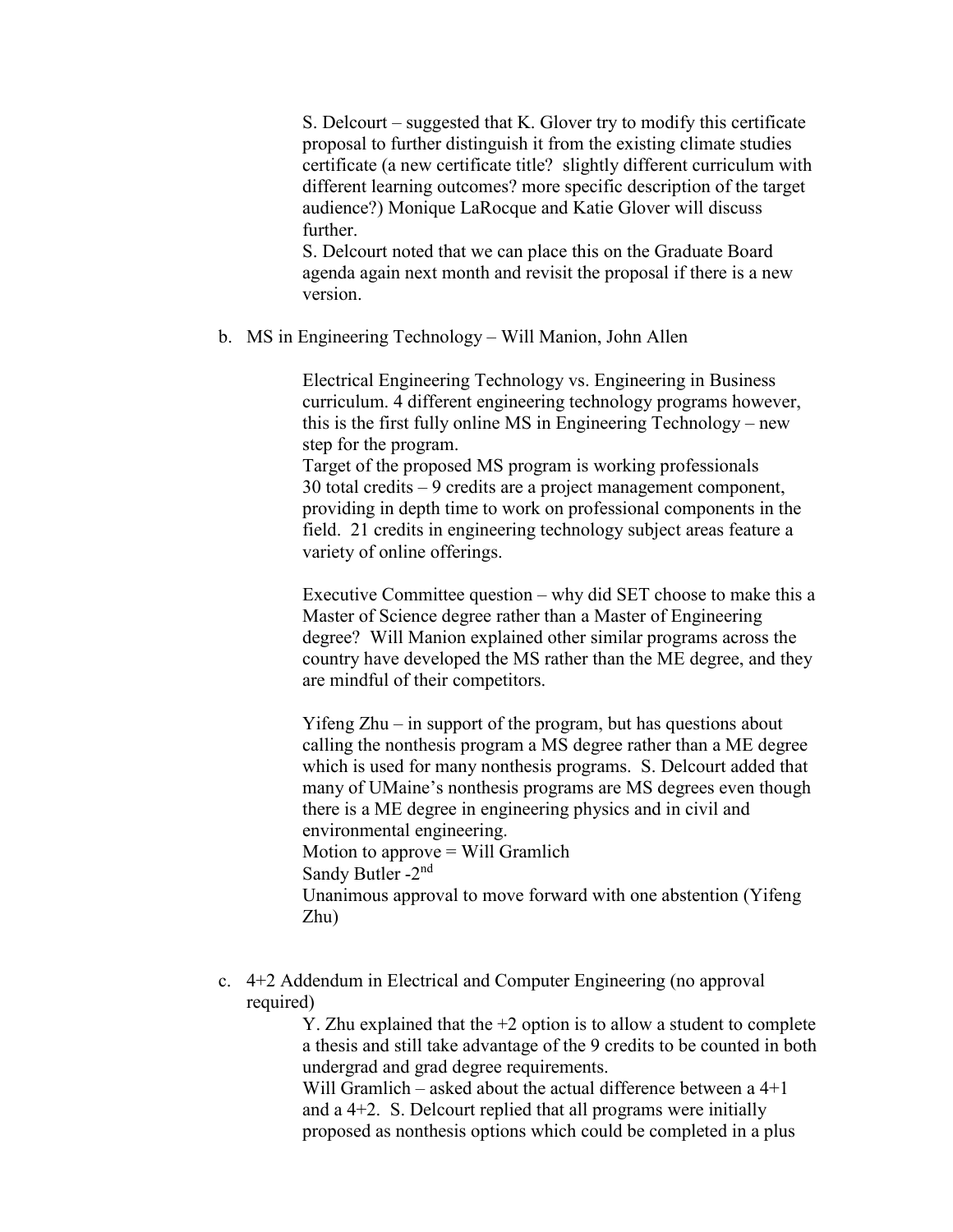S. Delcourt – suggested that K. Glover try to modify this certificate proposal to further distinguish it from the existing climate studies certificate (a new certificate title? slightly different curriculum with different learning outcomes? more specific description of the target audience?) Monique LaRocque and Katie Glover will discuss further.

S. Delcourt noted that we can place this on the Graduate Board agenda again next month and revisit the proposal if there is a new version.

b. MS in Engineering Technology – Will Manion, John Allen

Electrical Engineering Technology vs. Engineering in Business curriculum. 4 different engineering technology programs however, this is the first fully online MS in Engineering Technology – new step for the program.

Target of the proposed MS program is working professionals

30 total credits – 9 credits are a project management component, providing in depth time to work on professional components in the field. 21 credits in engineering technology subject areas feature a variety of online offerings.

Executive Committee question – why did SET choose to make this a Master of Science degree rather than a Master of Engineering degree? Will Manion explained other similar programs across the country have developed the MS rather than the ME degree, and they are mindful of their competitors.

Yifeng Zhu – in support of the program, but has questions about calling the nonthesis program a MS degree rather than a ME degree which is used for many nonthesis programs. S. Delcourt added that many of UMaine's nonthesis programs are MS degrees even though there is a ME degree in engineering physics and in civil and environmental engineering.

Motion to approve = Will Gramlich

Sandy Butler -2nd

Unanimous approval to move forward with one abstention (Yifeng Zhu)

c. 4+2 Addendum in Electrical and Computer Engineering (no approval required)

Y. Zhu explained that the +2 option is to allow a student to complete a thesis and still take advantage of the 9 credits to be counted in both undergrad and grad degree requirements.

Will Gramlich – asked about the actual difference between a 4+1 and a 4+2. S. Delcourt replied that all programs were initially proposed as nonthesis options which could be completed in a plus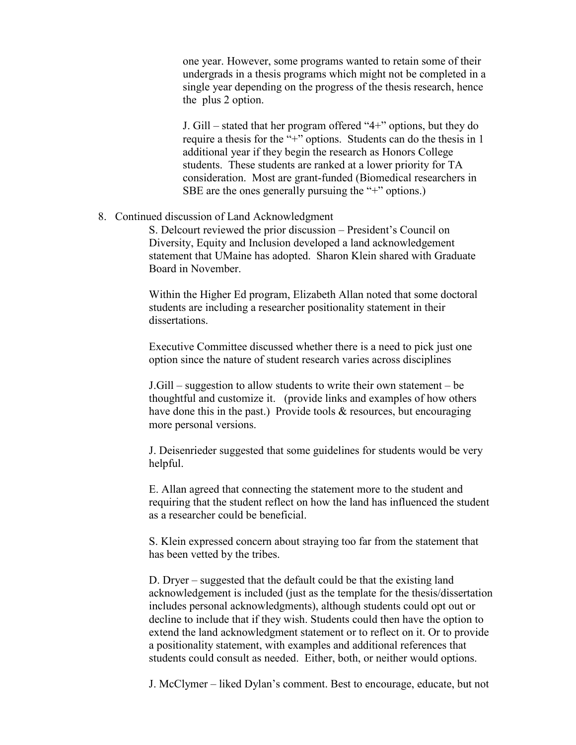one year. However, some programs wanted to retain some of their undergrads in a thesis programs which might not be completed in a single year depending on the progress of the thesis research, hence the plus 2 option.

J. Gill – stated that her program offered "4+" options, but they do require a thesis for the "+" options. Students can do the thesis in 1 additional year if they begin the research as Honors College students. These students are ranked at a lower priority for TA consideration. Most are grant-funded (Biomedical researchers in SBE are the ones generally pursuing the "+" options.)

8. Continued discussion of Land Acknowledgment

S. Delcourt reviewed the prior discussion – President's Council on Diversity, Equity and Inclusion developed a land acknowledgement statement that UMaine has adopted. Sharon Klein shared with Graduate Board in November.

Within the Higher Ed program, Elizabeth Allan noted that some doctoral students are including a researcher positionality statement in their dissertations.

Executive Committee discussed whether there is a need to pick just one option since the nature of student research varies across disciplines

J.Gill – suggestion to allow students to write their own statement – be thoughtful and customize it. (provide links and examples of how others have done this in the past.) Provide tools & resources, but encouraging more personal versions.

J. Deisenrieder suggested that some guidelines for students would be very helpful.

E. Allan agreed that connecting the statement more to the student and requiring that the student reflect on how the land has influenced the student as a researcher could be beneficial.

S. Klein expressed concern about straying too far from the statement that has been vetted by the tribes.

D. Dryer – suggested that the default could be that the existing land acknowledgement is included (just as the template for the thesis/dissertation includes personal acknowledgments), although students could opt out or decline to include that if they wish. Students could then have the option to extend the land acknowledgment statement or to reflect on it. Or to provide a positionality statement, with examples and additional references that students could consult as needed. Either, both, or neither would options.

J. McClymer – liked Dylan's comment. Best to encourage, educate, but not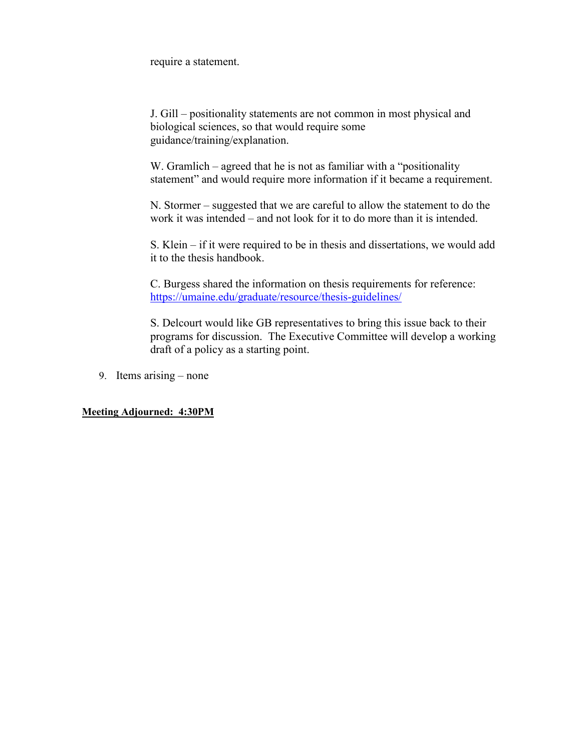require a statement.

J. Gill – positionality statements are not common in most physical and biological sciences, so that would require some guidance/training/explanation.

W. Gramlich – agreed that he is not as familiar with a "positionality statement" and would require more information if it became a requirement.

N. Stormer – suggested that we are careful to allow the statement to do the work it was intended – and not look for it to do more than it is intended.

S. Klein – if it were required to be in thesis and dissertations, we would add it to the thesis handbook.

C. Burgess shared the information on thesis requirements for reference: https://umaine.edu/graduate/resource/thesis-guidelines/

S. Delcourt would like GB representatives to bring this issue back to their programs for discussion. The Executive Committee will develop a working draft of a policy as a starting point.

9. Items arising – none

**Meeting Adjourned: 4:30PM**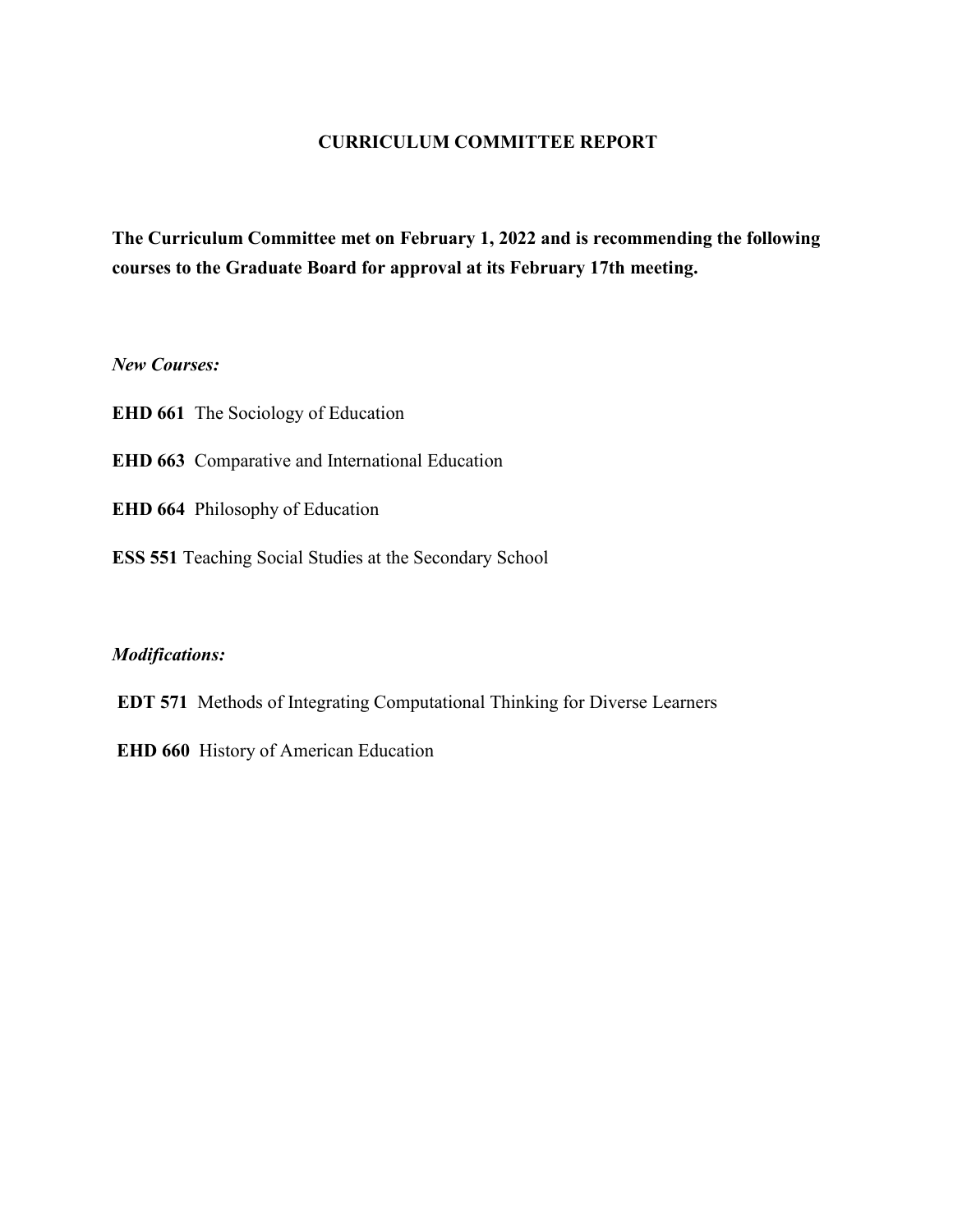# CURRICULUM COMMITTEE REPORT

**The Curriculum Committee met on February 1, 2022 and is recommending the following courses to the Graduate Board for approval at its February 17th meeting.**

***New Courses:***

**EHD 661** The Sociology of Education

**EHD 663** Comparative and International Education

**EHD 664** Philosophy of Education

**ESS 551** Teaching Social Studies at the Secondary School

***Modifications:***

**EDT 571** Methods of Integrating Computational Thinking for Diverse Learners

**EHD 660** History of American Education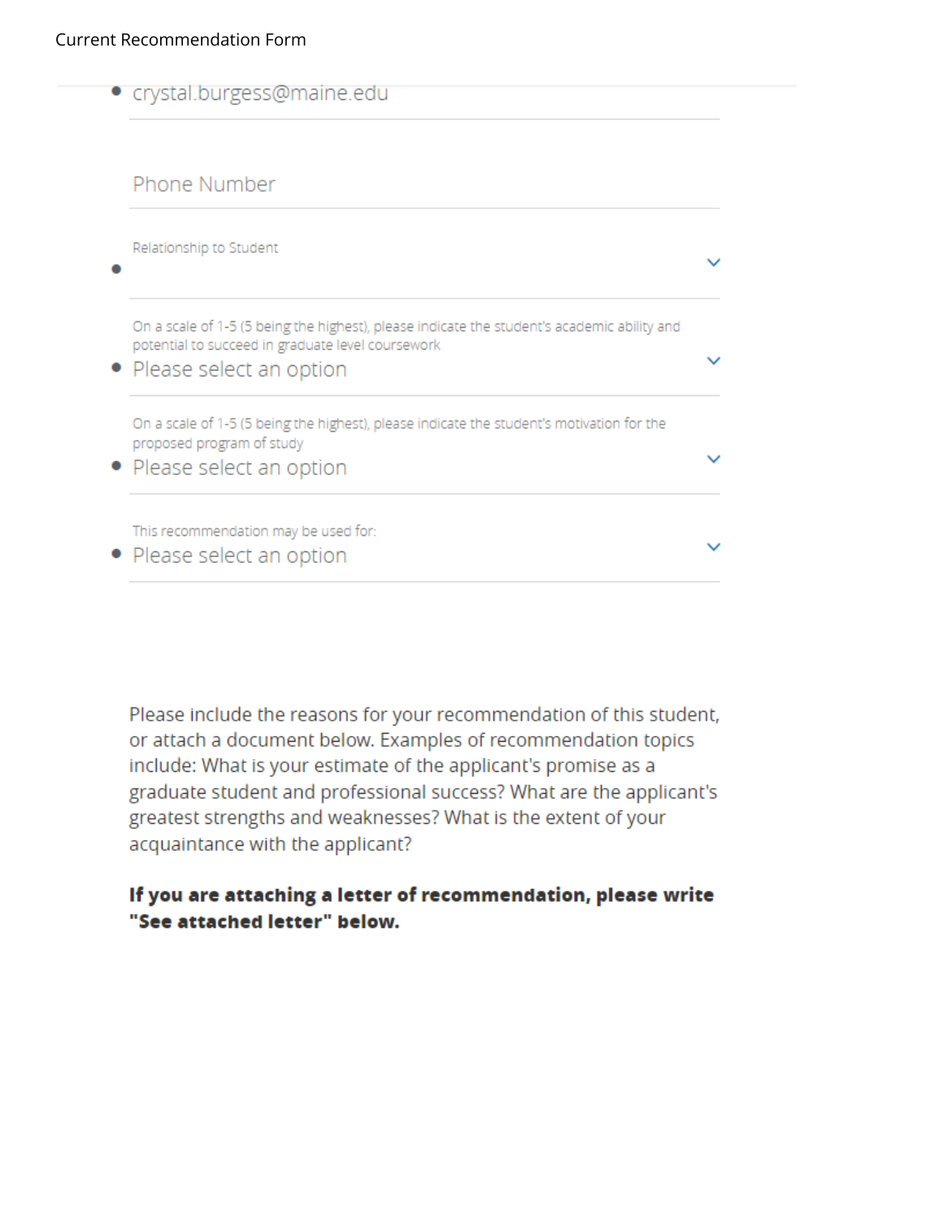Current Recommendation Form

- crystal.burgess@maine.edu

Phone Number

Relationship to Student

- 

On a scale of 1-5 (5 being the highest), please indicate the student's academic ability and potential to succeed in graduate level coursework

- Please select an option

On a scale of 1-5 (5 being the highest), please indicate the student's motivation for the proposed program of study

- Please select an option

This recommendation may be used for:

- Please select an option

Please include the reasons for your recommendation of this student, or attach a document below. Examples of recommendation topics include: What is your estimate of the applicant's promise as a graduate student and professional success? What are the applicant's greatest strengths and weaknesses? What is the extent of your acquaintance with the applicant?

**If you are attaching a letter of recommendation, please write "See attached letter" below.**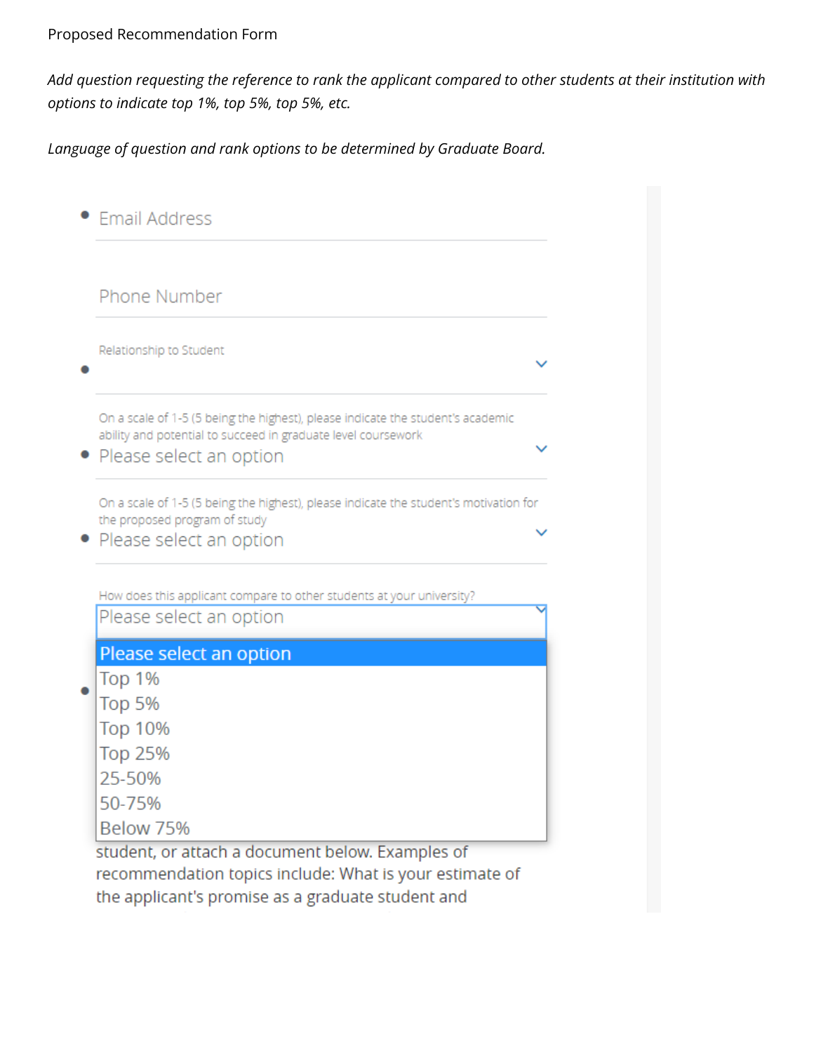Proposed Recommendation Form

*Add question requesting the reference to rank the applicant compared to other students at their institution with options to indicate top 1%, top 5%, top 5%, etc.*

*Language of question and rank options to be determined by Graduate Board.*

- Email Address

Phone Number

- Relationship to Student

- On a scale of 1-5 (5 being the highest), please indicate the student's academic ability and potential to succeed in graduate level coursework
  Please select an option

- On a scale of 1-5 (5 being the highest), please indicate the student's motivation for the proposed program of study
  Please select an option

- How does this applicant compare to other students at your university?
  Please select an option
  - Please select an option
  - Top 1%
  - Top 5%
  - Top 10%
  - Top 25%
  - 25-50%
  - 50-75%
  - Below 75%

student, or attach a document below. Examples of recommendation topics include: What is your estimate of the applicant's promise as a graduate student and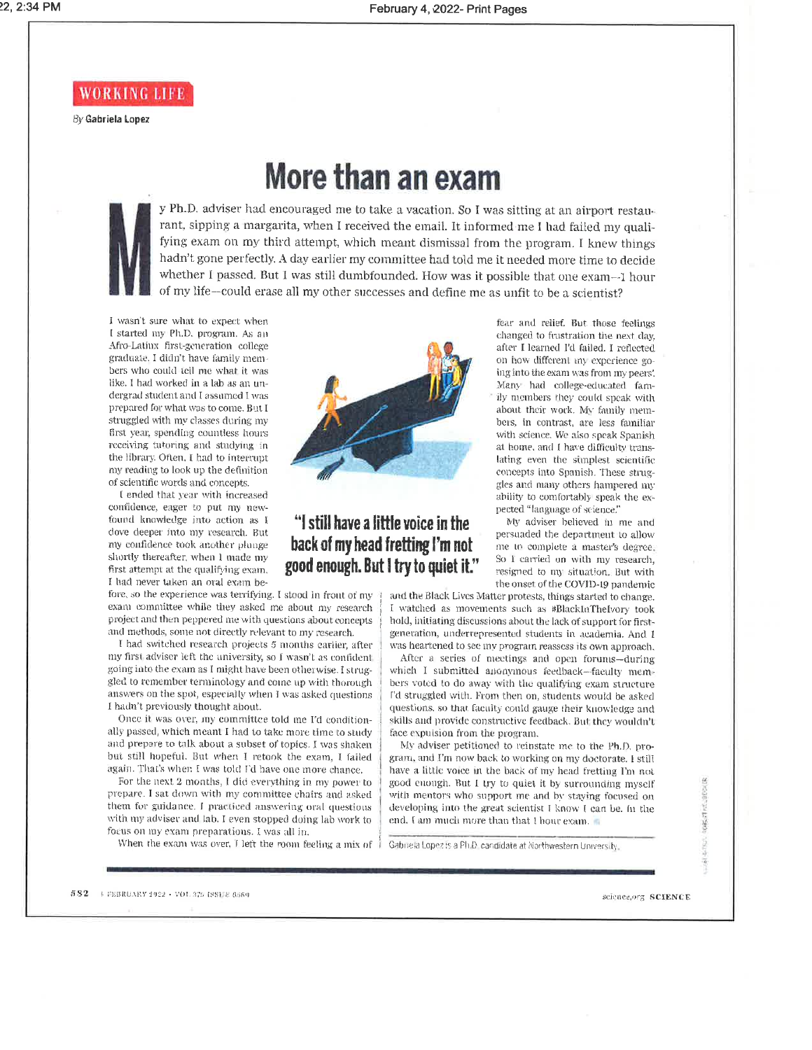WORKING LIFE

By **Gabriela Lopez**

# More than an exam

My Ph.D. adviser had encouraged me to take a vacation. So I was sitting at an airport restaurant, sipping a margarita, when I received the email. It informed me I had failed my qualifying exam on my third attempt, which meant dismissal from the program. I knew things hadn't gone perfectly. A day earlier my committee had told me it needed more time to decide whether I passed. But I was still dumbfounded. How was it possible that one exam—1 hour of my life—could erase all my other successes and define me as unfit to be a scientist?

I wasn't sure what to expect when I started my Ph.D. program. As an Afro-Latinx first-generation college graduate, I didn't have family members who could tell me what it was like. I had worked in a lab as an undergrad student and I assumed I was prepared for what was to come. But I struggled with my classes during my first year, spending countless hours receiving tutoring and studying in the library. Often, I had to interrupt my reading to look up the definition of scientific words and concepts.

I ended that year with increased confidence, eager to put my newfound knowledge into action as I dove deeper into my research. But my confidence took another plunge shortly thereafter, when I made my first attempt at the qualifying exam. I had never taken an oral exam before, so the experience was terrifying. I stood in front of my exam committee while they asked me about my research project and then peppered me with questions about concepts and methods, some not directly relevant to my research.

I had switched research projects 5 months earlier, after my first adviser left the university, so I wasn't as confident going into the exam as I might have been otherwise. I struggled to remember terminology and come up with thorough answers on the spot, especially when I was asked questions I hadn't previously thought about.

Once it was over, my committee told me I'd conditionally passed, which meant I had to take more time to study and prepare to talk about a subset of topics. I was shaken but still hopeful. But when I retook the exam, I failed again. That's when I was told I'd have one more chance.

For the next 2 months, I did everything in my power to prepare. I sat down with my committee chairs and asked them for guidance. I practiced answering oral questions with my adviser and lab. I even stopped doing lab work to focus on my exam preparations. I was all in.

When the exam was over, I left the room feeling a mix of fear and relief. But those feelings changed to frustration the next day, after I learned I'd failed. I reflected on how different my experience going into the exam was from my peers'. Many had college-educated family members they could speak with about their work. My family members, in contrast, are less familiar with science. We also speak Spanish at home, and I have difficulty translating even the simplest scientific concepts into Spanish. These struggles and many others hampered my ability to comfortably speak the expected "language of science."

> **"I still have a little voice in the back of my head fretting I'm not good enough. But I try to quiet it."**

My adviser believed in me and persuaded the department to allow me to complete a master's degree. So I carried on with my research, resigned to my situation. But with the onset of the COVID-19 pandemic and the Black Lives Matter protests, things started to change. I watched as movements such as #BlackInTheIvory took hold, initiating discussions about the lack of support for first-generation, underrepresented students in academia. And I was heartened to see my program reassess its own approach.

After a series of meetings and open forums—during which I submitted anonymous feedback—faculty members voted to do away with the qualifying exam structure I'd struggled with. From then on, students would be asked questions, so that faculty could gauge their knowledge and skills and provide constructive feedback. But they wouldn't face expulsion from the program.

My adviser petitioned to reinstate me to the Ph.D. program, and I'm now back to working on my doctorate. I still have a little voice in the back of my head fretting I'm not good enough. But I try to quiet it by surrounding myself with mentors who support me and by staying focused on developing into the great scientist I know I can be. In the end, I am much more than that 1 hour exam. ■

*Gabriela Lopez is a Ph.D. candidate at Northwestern University.*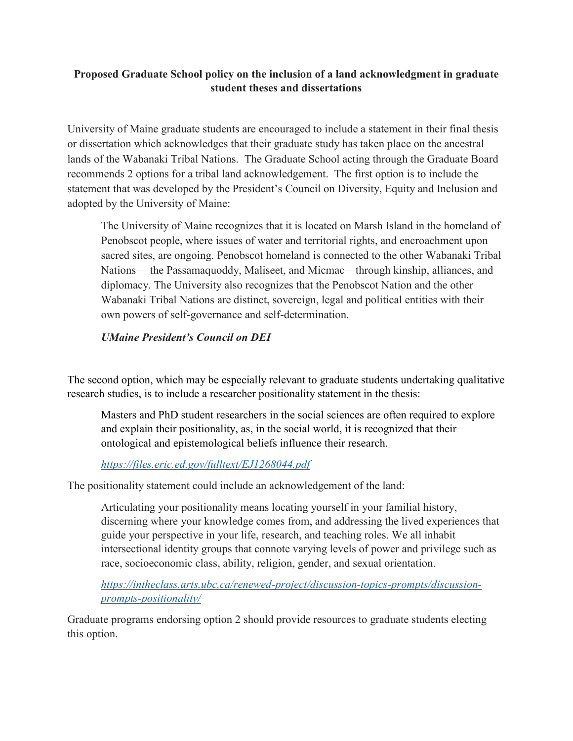**Proposed Graduate School policy on the inclusion of a land acknowledgment in graduate student theses and dissertations**

University of Maine graduate students are encouraged to include a statement in their final thesis or dissertation which acknowledges that their graduate study has taken place on the ancestral lands of the Wabanaki Tribal Nations. The Graduate School acting through the Graduate Board recommends 2 options for a tribal land acknowledgement. The first option is to include the statement that was developed by the President's Council on Diversity, Equity and Inclusion and adopted by the University of Maine:

> The University of Maine recognizes that it is located on Marsh Island in the homeland of Penobscot people, where issues of water and territorial rights, and encroachment upon sacred sites, are ongoing. Penobscot homeland is connected to the other Wabanaki Tribal Nations— the Passamaquoddy, Maliseet, and Micmac—through kinship, alliances, and diplomacy. The University also recognizes that the Penobscot Nation and the other Wabanaki Tribal Nations are distinct, sovereign, legal and political entities with their own powers of self-governance and self-determination.
>
> ***UMaine President's Council on DEI***

The second option, which may be especially relevant to graduate students undertaking qualitative research studies, is to include a researcher positionality statement in the thesis:

> Masters and PhD student researchers in the social sciences are often required to explore and explain their positionality, as, in the social world, it is recognized that their ontological and epistemological beliefs influence their research.
>
> *https://files.eric.ed.gov/fulltext/EJ1268044.pdf*

The positionality statement could include an acknowledgement of the land:

> Articulating your positionality means locating yourself in your familial history, discerning where your knowledge comes from, and addressing the lived experiences that guide your perspective in your life, research, and teaching roles. We all inhabit intersectional identity groups that connote varying levels of power and privilege such as race, socioeconomic class, ability, religion, gender, and sexual orientation.
>
> *https://intheclass.arts.ubc.ca/renewed-project/discussion-topics-prompts/discussion-prompts-positionality/*

Graduate programs endorsing option 2 should provide resources to graduate students electing this option.